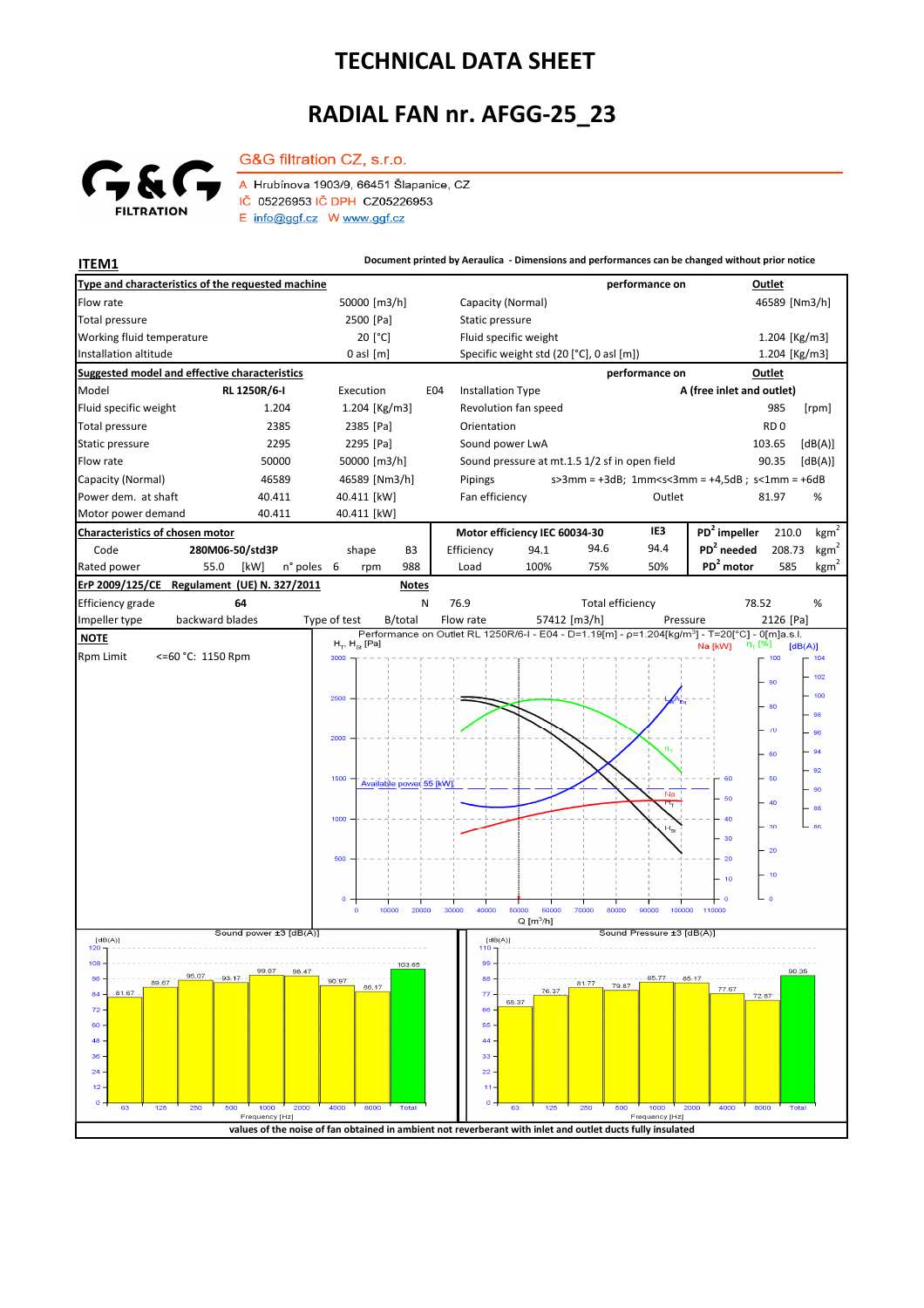# TECHNICAL DATA SHEET

# RADIAL FAN nr. AFGG-25_23

G&G FILTRATION

G&G filtration CZ, s.r.o.

A Hrubínova 1903/9, 66451 Šlapanice, CZ
IČ 05226953 IČ DPH CZ05226953
E info@ggf.cz W www.ggf.cz

**ITEM1**

**Document printed by Aeraulica - Dimensions and performances can be changed without prior notice**

| **Type and characteristics of the requested machine** | | | performance on | **Outlet** |
|---|---|---|---|---|
| Flow rate | 50000 [m3/h] | Capacity (Normal) | | 46589 [Nm3/h] |
| Total pressure | 2500 [Pa] | Static pressure | | |
| Working fluid temperature | 20 [°C] | Fluid specific weight | | 1.204 [Kg/m3] |
| Installation altitude | 0 asl [m] | Specific weight std (20 [°C], 0 asl [m]) | | 1.204 [Kg/m3] |

| **Suggested model and effective characteristics** | | | | performance on | **Outlet** |
|---|---|---|---|---|---|
| Model | RL 1250R/6-I | Execution E04 | Installation Type | | A (free inlet and outlet) |
| Fluid specific weight | 1.204 | 1.204 [Kg/m3] | Revolution fan speed | | 985 [rpm] |
| Total pressure | 2385 | 2385 [Pa] | Orientation | | RD 0 |
| Static pressure | 2295 | 2295 [Pa] | Sound power LwA | | 103.65 [dB(A)] |
| Flow rate | 50000 | 50000 [m3/h] | Sound pressure at mt.1.5 1/2 sf in open field | | 90.35 [dB(A)] |
| Capacity (Normal) | 46589 | 46589 [Nm3/h] | Pipings | s>3mm = +3dB; 1mm<s<3mm = +4,5dB ; s<1mm = +6dB | |
| Power dem. at shaft | 40.411 | 40.411 [kW] | Fan efficiency | Outlet | 81.97 % |
| Motor power demand | 40.411 | 40.411 [kW] | | | |

| **Characteristics of chosen motor** | | | | **Motor efficiency IEC 60034-30** | | | IE3 | $PD^2$ impeller | 210.0 kgm$^2$ |
|---|---|---|---|---|---|---|---|---|---|
| Code | 280M06-50/std3P | shape | B3 | Efficiency | 94.1 | 94.6 | 94.4 | $PD^2$ needed | 208.73 kgm$^2$ |
| Rated power | 55.0 [kW] | n° poles 6 | rpm 988 | Load | 100% | 75% | 50% | $PD^2$ motor | 585 kgm$^2$ |

| **ErP 2009/125/CE Regulament (UE) N. 327/2011** | | **Notes** | | | |
|---|---|---|---|---|---|
| Efficiency grade | 64 | N | 76.9 | Total efficiency | 78.52 % |
| Impeller type | backward blades | Type of test | B/total | Flow rate 57412 [m3/h] | Pressure 2126 [Pa] |

**NOTE**

Rpm Limit <=60 °C: 1150 Rpm

Performance on Outlet RL 1250R/6-I - E04 - D=1.19[m] - ρ=1.204[kg/m³] - T=20[°C] - 0[m]a.s.l.

Available power 55 [kW]

Sound power ±3 [dB(A)]

| Frequency [Hz] | 63 | 125 | 250 | 500 | 1000 | 2000 | 4000 | 8000 | Total |
|---|---|---|---|---|---|---|---|---|---|
| Sound power [dB(A)] | 81.67 | 89.67 | 95.07 | 93.17 | 99.07 | 98.47 | 90.97 | 86.17 | 103.65 |

Sound Pressure ±3 [dB(A)]

| Frequency [Hz] | 63 | 125 | 250 | 500 | 1000 | 2000 | 4000 | 8000 | Total |
|---|---|---|---|---|---|---|---|---|---|
| Sound pressure [dB(A)] | 68.37 | 76.37 | 81.77 | 79.87 | 85.77 | 85.17 | 77.67 | 72.87 | 90.35 |

values of the noise of fan obtained in ambient not reverberant with inlet and outlet ducts fully insulated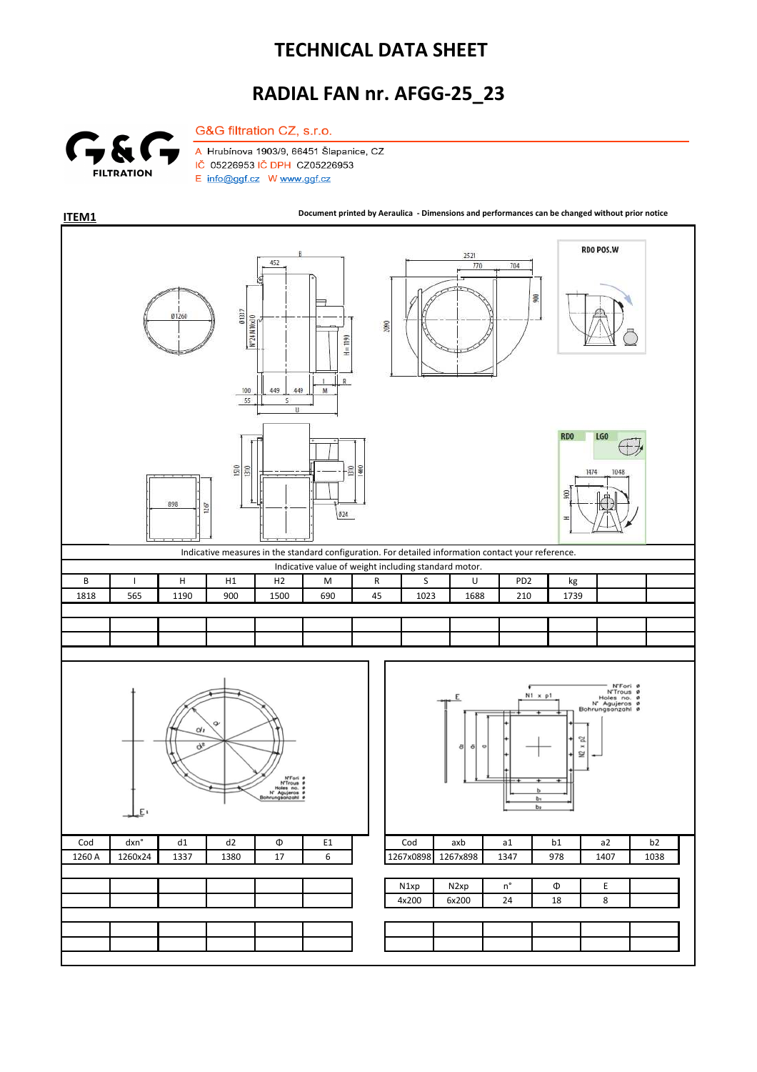# TECHNICAL DATA SHEET

# RADIAL FAN nr. AFGG-25_23

G&G filtration CZ, s.r.o.

A Hrubínova 1903/9, 66451 Šlapanice, CZ
IČ 05226953 IČ DPH CZ05226953
E info@ggf.cz W www.ggf.cz

**ITEM1**

**Document printed by Aeraulica - Dimensions and performances can be changed without prior notice**

Ø1260
452
B
Ø1337
N°24 M10x20
H=1199
100
449
449
55
S
U
I
R
M
2521
770
704
900
2090
RDO POS.W
1510
1310
1310
1400
898
1267
Ø24
RDO
LGO
1474
1048
900
H

Indicative measures in the standard configuration. For detailed information contact your reference.

Indicative value of weight including standard motor.

| B | I | H | H1 | H2 | M | R | S | U | PD2 | kg |
|---|---|---|---|---|---|---|---|---|---|---|
| 1818 | 565 | 1190 | 900 | 1500 | 690 | 45 | 1023 | 1688 | 210 | 1739 |

E1
N°Fori ø
N°Trous ø
Holes no. ø
N° Agujeros ø
Bohrungsanzahl ø
E
N1 x p1
N2 x p2
b
b1
b2

| Cod | dxn° | d1 | d2 | Φ | E1 |
|---|---|---|---|---|---|
| 1260 A | 1260x24 | 1337 | 1380 | 17 | 6 |

| Cod | axb | a1 | b1 | a2 | b2 |
|---|---|---|---|---|---|
| 1267x0898 | 1267x898 | 1347 | 978 | 1407 | 1038 |

| N1xp | N2xp | n° | Φ | E |
|---|---|---|---|---|
| 4x200 | 6x200 | 24 | 18 | 8 |